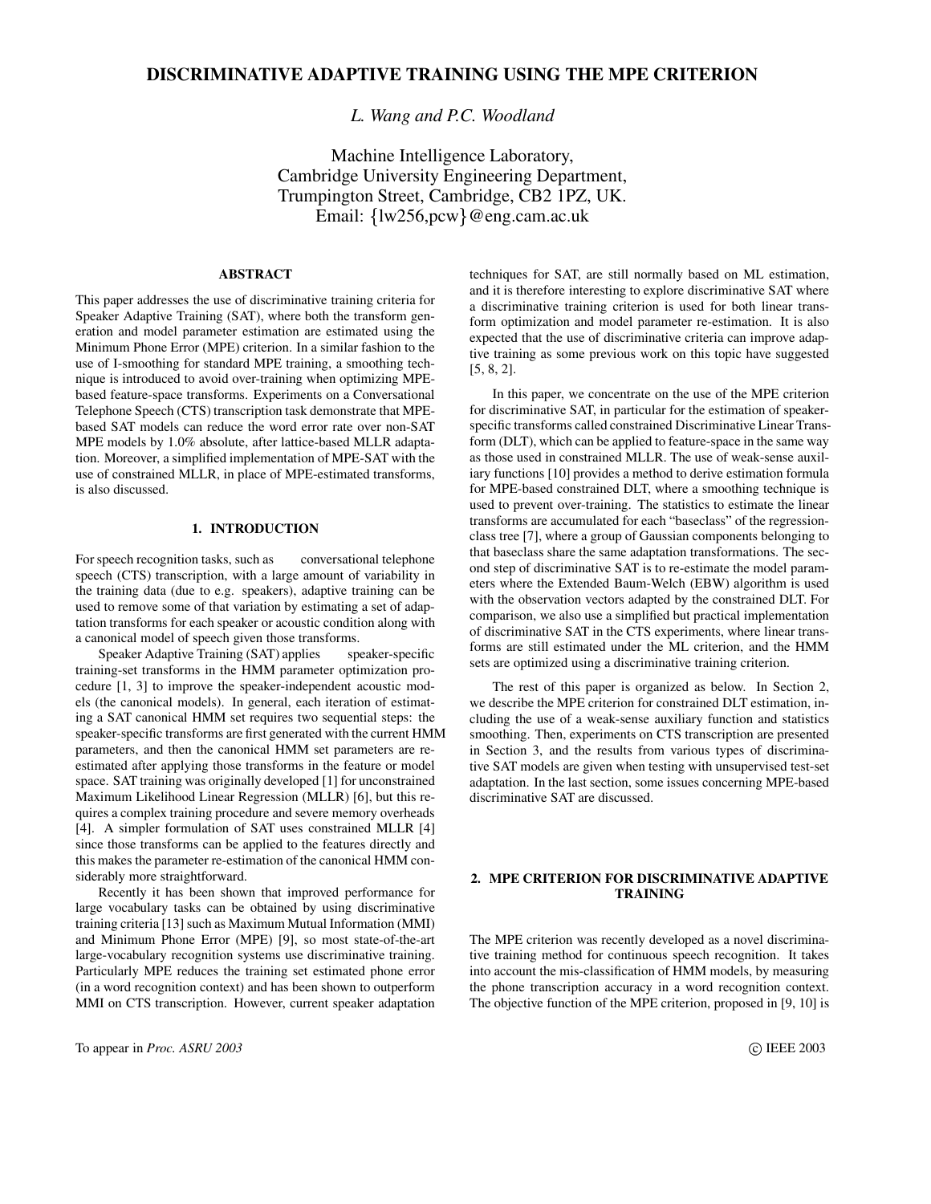# DISCRIMINATIVE ADAPTIVE TRAINING USING THE MPE CRITERION

*L. Wang and P.C. Woodland*

Machine Intelligence Laboratory,
Cambridge University Engineering Department,
Trumpington Street, Cambridge, CB2 1PZ, UK.
Email: {lw256,pcw}@eng.cam.ac.uk

## ABSTRACT

This paper addresses the use of discriminative training criteria for Speaker Adaptive Training (SAT), where both the transform generation and model parameter estimation are estimated using the Minimum Phone Error (MPE) criterion. In a similar fashion to the use of I-smoothing for standard MPE training, a smoothing technique is introduced to avoid over-training when optimizing MPE-based feature-space transforms. Experiments on a Conversational Telephone Speech (CTS) transcription task demonstrate that MPE-based SAT models can reduce the word error rate over non-SAT MPE models by 1.0% absolute, after lattice-based MLLR adaptation. Moreover, a simplified implementation of MPE-SAT with the use of constrained MLLR, in place of MPE-estimated transforms, is also discussed.

## 1. INTRODUCTION

For speech recognition tasks, such as conversational telephone speech (CTS) transcription, with a large amount of variability in the training data (due to e.g. speakers), adaptive training can be used to remove some of that variation by estimating a set of adaptation transforms for each speaker or acoustic condition along with a canonical model of speech given those transforms.

Speaker Adaptive Training (SAT) applies speaker-specific training-set transforms in the HMM parameter optimization procedure [1, 3] to improve the speaker-independent acoustic models (the canonical models). In general, each iteration of estimating a SAT canonical HMM set requires two sequential steps: the speaker-specific transforms are first generated with the current HMM parameters, and then the canonical HMM set parameters are re-estimated after applying those transforms in the feature or model space. SAT training was originally developed [1] for unconstrained Maximum Likelihood Linear Regression (MLLR) [6], but this requires a complex training procedure and severe memory overheads [4]. A simpler formulation of SAT uses constrained MLLR [4] since those transforms can be applied to the features directly and this makes the parameter re-estimation of the canonical HMM considerably more straightforward.

Recently it has been shown that improved performance for large vocabulary tasks can be obtained by using discriminative training criteria [13] such as Maximum Mutual Information (MMI) and Minimum Phone Error (MPE) [9], so most state-of-the-art large-vocabulary recognition systems use discriminative training. Particularly MPE reduces the training set estimated phone error (in a word recognition context) and has been shown to outperform MMI on CTS transcription. However, current speaker adaptation techniques for SAT, are still normally based on ML estimation, and it is therefore interesting to explore discriminative SAT where a discriminative training criterion is used for both linear transform optimization and model parameter re-estimation. It is also expected that the use of discriminative criteria can improve adaptive training as some previous work on this topic have suggested [5, 8, 2].

In this paper, we concentrate on the use of the MPE criterion for discriminative SAT, in particular for the estimation of speaker-specific transforms called constrained Discriminative Linear Transform (DLT), which can be applied to feature-space in the same way as those used in constrained MLLR. The use of weak-sense auxiliary functions [10] provides a method to derive estimation formula for MPE-based constrained DLT, where a smoothing technique is used to prevent over-training. The statistics to estimate the linear transforms are accumulated for each "baseclass" of the regression-class tree [7], where a group of Gaussian components belonging to that baseclass share the same adaptation transformations. The second step of discriminative SAT is to re-estimate the model parameters where the Extended Baum-Welch (EBW) algorithm is used with the observation vectors adapted by the constrained DLT. For comparison, we also use a simplified but practical implementation of discriminative SAT in the CTS experiments, where linear transforms are still estimated under the ML criterion, and the HMM sets are optimized using a discriminative training criterion.

The rest of this paper is organized as below. In Section 2, we describe the MPE criterion for constrained DLT estimation, including the use of a weak-sense auxiliary function and statistics smoothing. Then, experiments on CTS transcription are presented in Section 3, and the results from various types of discriminative SAT models are given when testing with unsupervised test-set adaptation. In the last section, some issues concerning MPE-based discriminative SAT are discussed.

## 2. MPE CRITERION FOR DISCRIMINATIVE ADAPTIVE TRAINING

The MPE criterion was recently developed as a novel discriminative training method for continuous speech recognition. It takes into account the mis-classification of HMM models, by measuring the phone transcription accuracy in a word recognition context. The objective function of the MPE criterion, proposed in [9, 10] is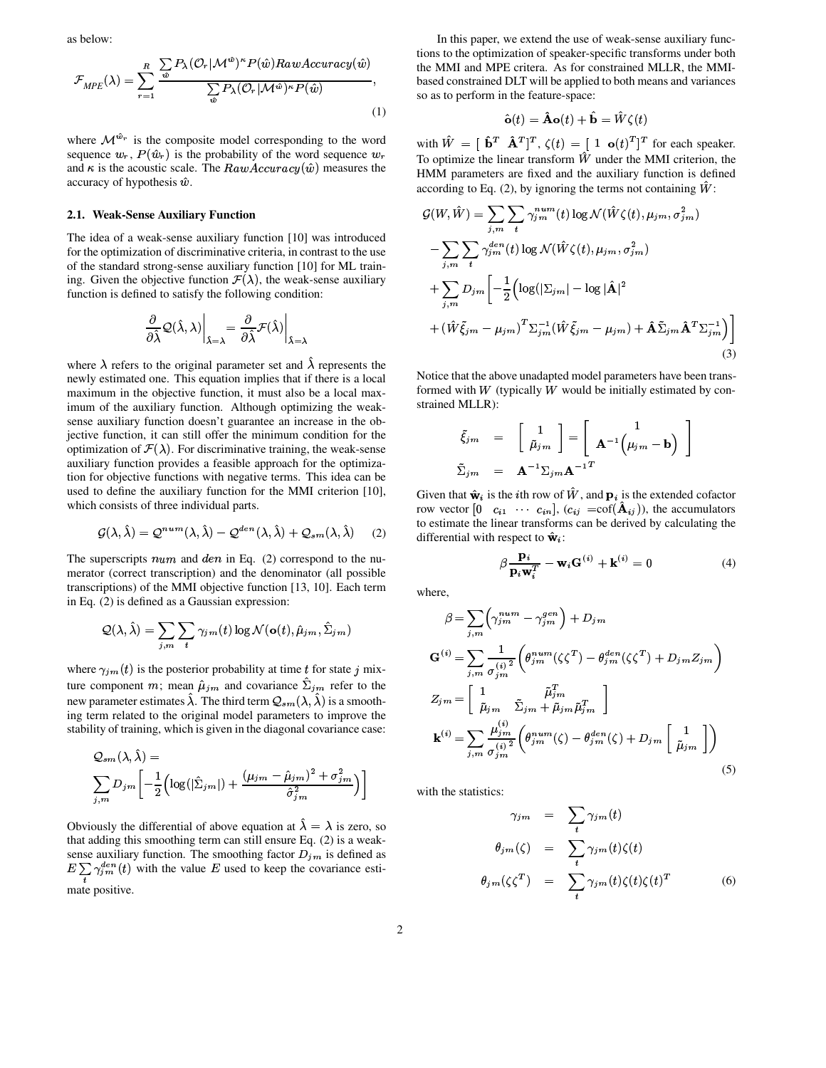as below:

$$
\mathcal{F}_{MPE}(\lambda) = \sum_{r=1}^{R} \frac{\sum_{\hat{w}} P_\lambda(\mathcal{O}_r|\mathcal{M}^{\hat{w}})^\kappa P(\hat{w}) RawAccuracy(\hat{w})}{\sum_{\hat{w}} P_\lambda(\mathcal{O}_r|\mathcal{M}^{\hat{w}})^\kappa P(\hat{w})}, \tag{1}
$$

where $\mathcal{M}^{\hat{w}_r}$ is the composite model corresponding to the word sequence $w_r$, $P(\hat{w}_r)$ is the probability of the word sequence $w_r$ and $\kappa$ is the acoustic scale. The $RawAccuracy(\hat{w})$ measures the accuracy of hypothesis $\hat{w}$.

### 2.1. Weak-Sense Auxiliary Function

The idea of a weak-sense auxiliary function [10] was introduced for the optimization of discriminative criteria, in contrast to the use of the standard strong-sense auxiliary function [10] for ML training. Given the objective function $\mathcal{F}(\lambda)$, the weak-sense auxiliary function is defined to satisfy the following condition:

$$
\left.\frac{\partial}{\partial \hat{\lambda}} \mathcal{Q}(\hat{\lambda}, \lambda)\right|_{\hat{\lambda}=\lambda} = \left.\frac{\partial}{\partial \hat{\lambda}} \mathcal{F}(\hat{\lambda})\right|_{\hat{\lambda}=\lambda}
$$

where $\lambda$ refers to the original parameter set and $\hat{\lambda}$ represents the newly estimated one. This equation implies that if there is a local maximum in the objective function, it must also be a local maximum of the auxiliary function. Although optimizing the weak-sense auxiliary function doesn't guarantee an increase in the objective function, it can still offer the minimum condition for the optimization of $\mathcal{F}(\lambda)$. For discriminative training, the weak-sense auxiliary function provides a feasible approach for the optimization for objective functions with negative terms. This idea can be used to define the auxiliary function for the MMI criterion [10], which consists of three individual parts.

$$
\mathcal{G}(\lambda, \hat{\lambda}) = \mathcal{Q}^{num}(\lambda, \hat{\lambda}) - \mathcal{Q}^{den}(\lambda, \hat{\lambda}) + \mathcal{Q}_{sm}(\lambda, \hat{\lambda}) \tag{2}
$$

The superscripts $num$ and $den$ in Eq. (2) correspond to the numerator (correct transcription) and the denominator (all possible transcriptions) of the MMI objective function [13, 10]. Each term in Eq. (2) is defined as a Gaussian expression:

$$
\mathcal{Q}(\lambda, \hat{\lambda}) = \sum_{j,m} \sum_{t} \gamma_{jm}(t) \log \mathcal{N}(\mathbf{o}(t), \hat{\mu}_{jm}, \hat{\Sigma}_{jm})
$$

where $\gamma_{jm}(t)$ is the posterior probability at time $t$ for state $j$ mixture component $m$; mean $\hat{\mu}_{jm}$ and covariance $\hat{\Sigma}_{jm}$ refer to the new parameter estimates $\hat{\lambda}$. The third term $\mathcal{Q}_{sm}(\lambda, \hat{\lambda})$ is a smoothing term related to the original model parameters to improve the stability of training, which is given in the diagonal covariance case:

$$
\mathcal{Q}_{sm}(\lambda, \hat{\lambda}) = \sum_{j,m} D_{jm} \left[ -\frac{1}{2}\Big( \log(|\hat{\Sigma}_{jm}|) + \frac{(\mu_{jm} - \hat{\mu}_{jm})^2 + \sigma^2_{jm}}{\hat{\sigma}^2_{jm}} \Big) \right]
$$

Obviously the differential of above equation at $\hat{\lambda} = \lambda$ is zero, so that adding this smoothing term can still ensure Eq. (2) is a weak-sense auxiliary function. The smoothing factor $D_{jm}$ is defined as $E \sum_t \gamma^{den}_{jm}(t)$ with the value $E$ used to keep the covariance estimate positive.

In this paper, we extend the use of weak-sense auxiliary functions to the optimization of speaker-specific transforms under both the MMI and MPE critera. As for constrained MLLR, the MMI-based constrained DLT will be applied to both means and variances so as to perform in the feature-space:

$$
\hat{\mathbf{o}}(t) = \hat{\mathbf{A}}\mathbf{o}(t) + \hat{\mathbf{b}} = \hat{W}\zeta(t)
$$

with $\hat{W} = [\ \hat{\mathbf{b}}^T \ \ \hat{\mathbf{A}}^T]^T$, $\zeta(t) = [\ 1 \ \ \mathbf{o}(t)^T]^T$ for each speaker. To optimize the linear transform $\hat{W}$ under the MMI criterion, the HMM parameters are fixed and the auxiliary function is defined according to Eq. (2), by ignoring the terms not containing $\hat{W}$:

$$
\begin{aligned}
\mathcal{G}(W, \hat{W}) &= \sum_{j,m} \sum_{t} \gamma^{num}_{jm}(t) \log \mathcal{N}(\hat{W}\zeta(t), \mu_{jm}, \sigma^2_{jm}) \\
&- \sum_{j,m} \sum_{t} \gamma^{den}_{jm}(t) \log \mathcal{N}(\hat{W}\zeta(t), \mu_{jm}, \sigma^2_{jm}) \\
&+ \sum_{j,m} D_{jm} \Big[ -\frac{1}{2}\Big( \log(|\Sigma_{jm}| - \log|\hat{\mathbf{A}}|^2 \\
&+ (\hat{W}\tilde{\xi}_{jm} - \mu_{jm})^T \Sigma^{-1}_{jm} (\hat{W}\tilde{\xi}_{jm} - \mu_{jm}) + \hat{\mathbf{A}}\tilde{\Sigma}_{jm}\hat{\mathbf{A}}^T \Sigma^{-1}_{jm} \Big) \Big]
\end{aligned} \tag{3}
$$

Notice that the above unadapted model parameters have been transformed with $W$ (typically $W$ would be initially estimated by constrained MLLR):

$$
\begin{aligned}
\tilde{\xi}_{jm} &= \begin{bmatrix} 1 \\ \tilde{\mu}_{jm} \end{bmatrix} = \begin{bmatrix} 1 \\ \mathbf{A}^{-1}\Big(\mu_{jm} - \mathbf{b}\Big) \end{bmatrix} \\
\tilde{\Sigma}_{jm} &= \mathbf{A}^{-1}\Sigma_{jm}\mathbf{A}^{-1T}
\end{aligned}
$$

Given that $\hat{\mathbf{w}}_i$ is the $i$th row of $\hat{W}$, and $\mathbf{p}_i$ is the extended cofactor row vector $[0 \ \ c_{i1} \ \cdots \ c_{in}]$, ($c_{ij}$ =cof($\hat{\mathbf{A}}_{ij}$)), the accumulators to estimate the linear transforms can be derived by calculating the differential with respect to $\hat{\mathbf{w}}_i$:

$$
\beta \frac{\mathbf{p}_i}{\mathbf{p}_i \mathbf{w}_i^T} - \mathbf{w}_i \mathbf{G}^{(i)} + \mathbf{k}^{(i)} = 0 \tag{4}
$$

where,

$$
\begin{aligned}
\beta &= \sum_{j,m} \Big( \gamma^{num}_{jm} - \gamma^{gen}_{jm} \Big) + D_{jm} \\
\mathbf{G}^{(i)} &= \sum_{j,m} \frac{1}{{\sigma^{(i)}_{jm}}^2} \Big( \theta^{num}_{jm}(\zeta\zeta^T) - \theta^{den}_{jm}(\zeta\zeta^T) + D_{jm} Z_{jm} \Big) \\
Z_{jm} &= \begin{bmatrix} 1 & \tilde{\mu}^T_{jm} \\ \tilde{\mu}_{jm} & \tilde{\Sigma}_{jm} + \tilde{\mu}_{jm}\tilde{\mu}^T_{jm} \end{bmatrix} \\
\mathbf{k}^{(i)} &= \sum_{j,m} \frac{\mu^{(i)}_{jm}}{{\sigma^{(i)}_{jm}}^2} \Big( \theta^{num}_{jm}(\zeta) - \theta^{den}_{jm}(\zeta) + D_{jm} \begin{bmatrix} 1 \\ \tilde{\mu}_{jm} \end{bmatrix} \Big)
\end{aligned} \tag{5}
$$

with the statistics:

$$
\begin{aligned}
\gamma_{jm} &= \sum_t \gamma_{jm}(t) \\
\theta_{jm}(\zeta) &= \sum_t \gamma_{jm}(t)\zeta(t) \\
\theta_{jm}(\zeta\zeta^T) &= \sum_t \gamma_{jm}(t)\zeta(t)\zeta(t)^T
\end{aligned} \tag{6}
$$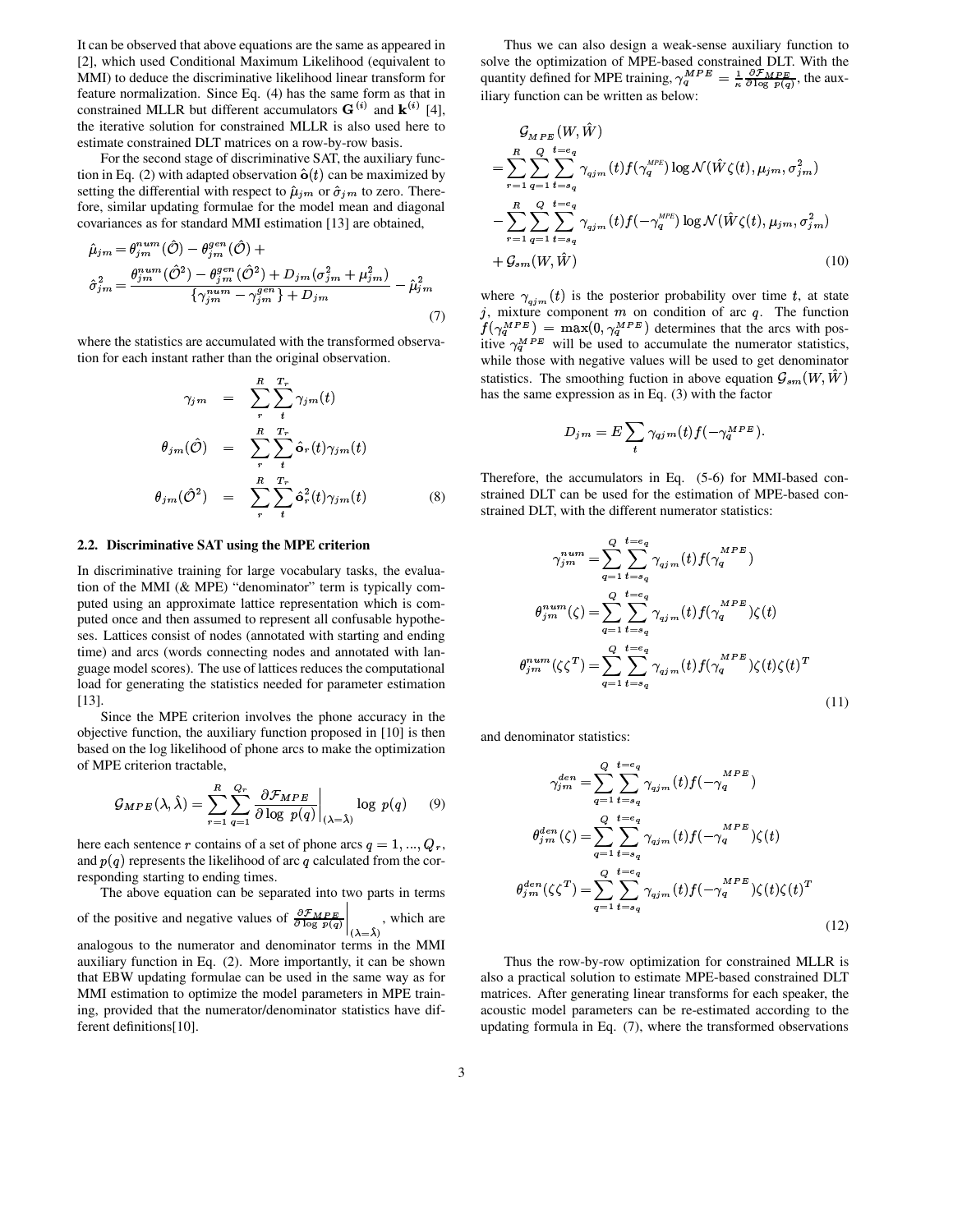It can be observed that above equations are the same as appeared in [2], which used Conditional Maximum Likelihood (equivalent to MMI) to deduce the discriminative likelihood linear transform for feature normalization. Since Eq. (4) has the same form as that in constrained MLLR but different accumulators $\mathbf{G}^{(i)}$ and $\mathbf{k}^{(i)}$ [4], the iterative solution for constrained MLLR is also used here to estimate constrained DLT matrices on a row-by-row basis.

For the second stage of discriminative SAT, the auxiliary function in Eq. (2) with adapted observation $\hat{\mathbf{o}}(t)$ can be maximized by setting the differential with respect to $\hat{\mu}_{jm}$ or $\hat{\sigma}_{jm}$ to zero. Therefore, similar updating formulae for the model mean and diagonal covariances as for standard MMI estimation [13] are obtained,

$$
\begin{aligned}
\hat{\mu}_{jm} &= \theta_{jm}^{num}(\hat{\mathcal{O}}) - \theta_{jm}^{gen}(\hat{\mathcal{O}}) + \\
\hat{\sigma}_{jm}^2 &= \frac{\theta_{jm}^{num}(\hat{\mathcal{O}}^2) - \theta_{jm}^{gen}(\hat{\mathcal{O}}^2) + D_{jm}(\sigma_{jm}^2 + \mu_{jm}^2)}{\{\gamma_{jm}^{num} - \gamma_{jm}^{gen}\} + D_{jm}} - \hat{\mu}_{jm}^2
\end{aligned}
\tag{7}
$$

where the statistics are accumulated with the transformed observation for each instant rather than the original observation.

$$
\begin{aligned}
\gamma_{jm} &= \sum_{r}^{R}\sum_{t}^{T_r}\gamma_{jm}(t) \\
\theta_{jm}(\hat{\mathcal{O}}) &= \sum_{r}^{R}\sum_{t}^{T_r}\hat{\mathbf{o}}_r(t)\gamma_{jm}(t) \\
\theta_{jm}(\hat{\mathcal{O}}^2) &= \sum_{r}^{R}\sum_{t}^{T_r}\hat{\mathbf{o}}_r^2(t)\gamma_{jm}(t)
\end{aligned}
\tag{8}
$$

### 2.2. Discriminative SAT using the MPE criterion

In discriminative training for large vocabulary tasks, the evaluation of the MMI (& MPE) "denominator" term is typically computed using an approximate lattice representation which is computed once and then assumed to represent all confusable hypotheses. Lattices consist of nodes (annotated with starting and ending time) and arcs (words connecting nodes and annotated with language model scores). The use of lattices reduces the computational load for generating the statistics needed for parameter estimation [13].

Since the MPE criterion involves the phone accuracy in the objective function, the auxiliary function proposed in [10] is then based on the log likelihood of phone arcs to make the optimization of MPE criterion tractable,

$$
\mathcal{G}_{MPE}(\lambda, \hat{\lambda}) = \sum_{r=1}^{R}\sum_{q=1}^{Q_r}\left.\frac{\partial \mathcal{F}_{MPE}}{\partial \log\ p(q)}\right|_{(\lambda=\hat{\lambda})} \log\ p(q) \tag{9}
$$

here each sentence $r$ contains of a set of phone arcs $q = 1, ..., Q_r$, and $p(q)$ represents the likelihood of arc $q$ calculated from the corresponding starting to ending times.

The above equation can be separated into two parts in terms of the positive and negative values of $\left.\frac{\partial \mathcal{F}_{MPE}}{\partial \log\ p(q)}\right|_{(\lambda=\hat{\lambda})}$, which are analogous to the numerator and denominator terms in the MMI auxiliary function in Eq. (2). More importantly, it can be shown that EBW updating formulae can be used in the same way as for MMI estimation to optimize the model parameters in MPE training, provided that the numerator/denominator statistics have different definitions[10].

Thus we can also design a weak-sense auxiliary function to solve the optimization of MPE-based constrained DLT. With the quantity defined for MPE training, $\gamma_q^{MPE} = \frac{1}{\kappa}\frac{\partial \mathcal{F}_{MPE}}{\partial \log\ p(q)}$, the auxiliary function can be written as below:

$$
\begin{aligned}
&\mathcal{G}_{MPE}(W, \hat{W}) \\
&= \sum_{r=1}^{R}\sum_{q=1}^{Q}\sum_{t=s_q}^{t=e_q}\gamma_{qjm}(t)f(\gamma_q^{MPE})\log\mathcal{N}(\hat{W}\zeta(t), \mu_{jm}, \sigma_{jm}^2) \\
&- \sum_{r=1}^{R}\sum_{q=1}^{Q}\sum_{t=s_q}^{t=e_q}\gamma_{qjm}(t)f(-\gamma_q^{MPE})\log\mathcal{N}(\hat{W}\zeta(t), \mu_{jm}, \sigma_{jm}^2) \\
&+ \mathcal{G}_{sm}(W, \hat{W})
\end{aligned}
\tag{10}
$$

where $\gamma_{qjm}(t)$ is the posterior probability over time $t$, at state $j$, mixture component $m$ on condition of arc $q$. The function $f(\gamma_q^{MPE}) = \max(0, \gamma_q^{MPE})$ determines that the arcs with positive $\gamma_q^{MPE}$ will be used to accumulate the numerator statistics, while those with negative values will be used to get denominator statistics. The smoothing fuction in above equation $\mathcal{G}_{sm}(W, \hat{W})$ has the same expression as in Eq. (3) with the factor

$$
D_{jm} = E\sum_{t}\gamma_{qjm}(t)f(-\gamma_q^{MPE}).
$$

Therefore, the accumulators in Eq. (5-6) for MMI-based constrained DLT can be used for the estimation of MPE-based constrained DLT, with the different numerator statistics:

$$
\begin{aligned}
\gamma_{jm}^{num} &= \sum_{q=1}^{Q}\sum_{t=s_q}^{t=e_q}\gamma_{qjm}(t)f(\gamma_q^{MPE}) \\
\theta_{jm}^{num}(\zeta) &= \sum_{q=1}^{Q}\sum_{t=s_q}^{t=e_q}\gamma_{qjm}(t)f(\gamma_q^{MPE})\zeta(t) \\
\theta_{jm}^{num}(\zeta\zeta^T) &= \sum_{q=1}^{Q}\sum_{t=s_q}^{t=e_q}\gamma_{qjm}(t)f(\gamma_q^{MPE})\zeta(t)\zeta(t)^T
\end{aligned}
\tag{11}
$$

and denominator statistics:

$$
\begin{aligned}
\gamma_{jm}^{den} &= \sum_{q=1}^{Q}\sum_{t=s_q}^{t=e_q}\gamma_{qjm}(t)f(-\gamma_q^{MPE}) \\
\theta_{jm}^{den}(\zeta) &= \sum_{q=1}^{Q}\sum_{t=s_q}^{t=e_q}\gamma_{qjm}(t)f(-\gamma_q^{MPE})\zeta(t) \\
\theta_{jm}^{den}(\zeta\zeta^T) &= \sum_{q=1}^{Q}\sum_{t=s_q}^{t=e_q}\gamma_{qjm}(t)f(-\gamma_q^{MPE})\zeta(t)\zeta(t)^T
\end{aligned}
\tag{12}
$$

Thus the row-by-row optimization for constrained MLLR is also a practical solution to estimate MPE-based constrained DLT matrices. After generating linear transforms for each speaker, the acoustic model parameters can be re-estimated according to the updating formula in Eq. (7), where the transformed observations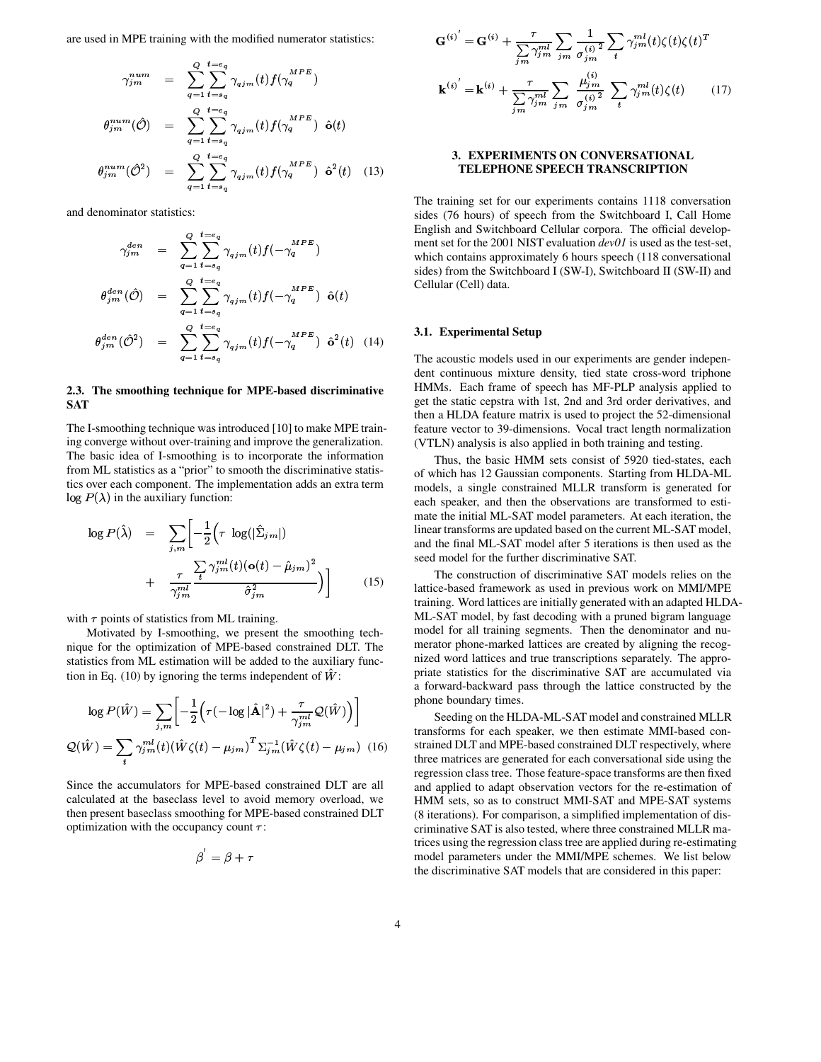are used in MPE training with the modified numerator statistics:

$$
\begin{aligned}
\gamma_{jm}^{num} &= \sum_{q=1}^{Q}\sum_{t=s_q}^{t=e_q}\gamma_{qjm}(t)f(\gamma_q^{MPE}) \\
\theta_{jm}^{num}(\hat{\mathcal{O}}) &= \sum_{q=1}^{Q}\sum_{t=s_q}^{t=e_q}\gamma_{qjm}(t)f(\gamma_q^{MPE})\ \hat{\mathbf{o}}(t) \\
\theta_{jm}^{num}(\hat{\mathcal{O}}^2) &= \sum_{q=1}^{Q}\sum_{t=s_q}^{t=e_q}\gamma_{qjm}(t)f(\gamma_q^{MPE})\ \hat{\mathbf{o}}^2(t) \quad (13)
\end{aligned}
$$

and denominator statistics:

$$
\begin{aligned}
\gamma_{jm}^{den} &= \sum_{q=1}^{Q}\sum_{t=s_q}^{t=e_q}\gamma_{qjm}(t)f(-\gamma_q^{MPE}) \\
\theta_{jm}^{den}(\hat{\mathcal{O}}) &= \sum_{q=1}^{Q}\sum_{t=s_q}^{t=e_q}\gamma_{qjm}(t)f(-\gamma_q^{MPE})\ \hat{\mathbf{o}}(t) \\
\theta_{jm}^{den}(\hat{\mathcal{O}}^2) &= \sum_{q=1}^{Q}\sum_{t=s_q}^{t=e_q}\gamma_{qjm}(t)f(-\gamma_q^{MPE})\ \hat{\mathbf{o}}^2(t) \quad (14)
\end{aligned}
$$

### 2.3. The smoothing technique for MPE-based discriminative SAT

The I-smoothing technique was introduced [10] to make MPE training converge without over-training and improve the generalization. The basic idea of I-smoothing is to incorporate the information from ML statistics as a "prior" to smooth the discriminative statistics over each component. The implementation adds an extra term $\log P(\lambda)$ in the auxiliary function:

$$
\log P(\hat{\lambda}) = \sum_{j,m}\Bigg[-\frac{1}{2}\Big(\tau\ \log(|\hat{\Sigma}_{jm}|) + \frac{\tau}{\gamma_{jm}^{ml}}\frac{\sum_t \gamma_{jm}^{ml}(t)(\mathbf{o}(t)-\hat{\mu}_{jm})^2}{\hat{\sigma}_{jm}^2}\Big)\Bigg] \quad (15)
$$

with $\tau$ points of statistics from ML training.

Motivated by I-smoothing, we present the smoothing technique for the optimization of MPE-based constrained DLT. The statistics from ML estimation will be added to the auxiliary function in Eq. (10) by ignoring the terms independent of $\hat{W}$:

$$
\log P(\hat{W}) = \sum_{j,m}\Bigg[-\frac{1}{2}\Big(\tau(-\log|\hat{\mathbf{A}}|^2) + \frac{\tau}{\gamma_{jm}^{ml}}\mathcal{Q}(\hat{W})\Big)\Bigg]
$$

$$
\mathcal{Q}(\hat{W}) = \sum_t \gamma_{jm}^{ml}(t)(\hat{W}\zeta(t)-\mu_{jm})^T\Sigma_{jm}^{-1}(\hat{W}\zeta(t)-\mu_{jm}) \quad (16)
$$

Since the accumulators for MPE-based constrained DLT are all calculated at the baseclass level to avoid memory overload, we then present baseclass smoothing for MPE-based constrained DLT optimization with the occupancy count $\tau$:

$$
\beta' = \beta + \tau
$$

$$
\mathbf{G}^{(i)'} = \mathbf{G}^{(i)} + \frac{\tau}{\sum_{jm}\gamma_{jm}^{ml}}\sum_{jm}\frac{1}{\sigma_{jm}^{(i)^2}}\sum_t \gamma_{jm}^{ml}(t)\zeta(t)\zeta(t)^T
$$

$$
\mathbf{k}^{(i)'} = \mathbf{k}^{(i)} + \frac{\tau}{\sum_{jm}\gamma_{jm}^{ml}}\sum_{jm}\frac{\mu_{jm}^{(i)}}{\sigma_{jm}^{(i)^2}}\sum_t \gamma_{jm}^{ml}(t)\zeta(t) \quad (17)
$$

## 3. EXPERIMENTS ON CONVERSATIONAL TELEPHONE SPEECH TRANSCRIPTION

The training set for our experiments contains 1118 conversation sides (76 hours) of speech from the Switchboard I, Call Home English and Switchboard Cellular corpora. The official development set for the 2001 NIST evaluation *dev01* is used as the test-set, which contains approximately 6 hours speech (118 conversational sides) from the Switchboard I (SW-I), Switchboard II (SW-II) and Cellular (Cell) data.

### 3.1. Experimental Setup

The acoustic models used in our experiments are gender independent continuous mixture density, tied state cross-word triphone HMMs. Each frame of speech has MF-PLP analysis applied to get the static cepstra with 1st, 2nd and 3rd order derivatives, and then a HLDA feature matrix is used to project the 52-dimensional feature vector to 39-dimensions. Vocal tract length normalization (VTLN) analysis is also applied in both training and testing.

Thus, the basic HMM sets consist of 5920 tied-states, each of which has 12 Gaussian components. Starting from HLDA-ML models, a single constrained MLLR transform is generated for each speaker, and then the observations are transformed to estimate the initial ML-SAT model parameters. At each iteration, the linear transforms are updated based on the current ML-SAT model, and the final ML-SAT model after 5 iterations is then used as the seed model for the further discriminative SAT.

The construction of discriminative SAT models relies on the lattice-based framework as used in previous work on MMI/MPE training. Word lattices are initially generated with an adapted HLDA-ML-SAT model, by fast decoding with a pruned bigram language model for all training segments. Then the denominator and numerator phone-marked lattices are created by aligning the recognized word lattices and true transcriptions separately. The appropriate statistics for the discriminative SAT are accumulated via a forward-backward pass through the lattice constructed by the phone boundary times.

Seeding on the HLDA-ML-SAT model and constrained MLLR transforms for each speaker, we then estimate MMI-based constrained DLT and MPE-based constrained DLT respectively, where three matrices are generated for each conversational side using the regression class tree. Those feature-space transforms are then fixed and applied to adapt observation vectors for the re-estimation of HMM sets, so as to construct MMI-SAT and MPE-SAT systems (8 iterations). For comparison, a simplified implementation of discriminative SAT is also tested, where three constrained MLLR matrices using the regression class tree are applied during re-estimating model parameters under the MMI/MPE schemes. We list below the discriminative SAT models that are considered in this paper: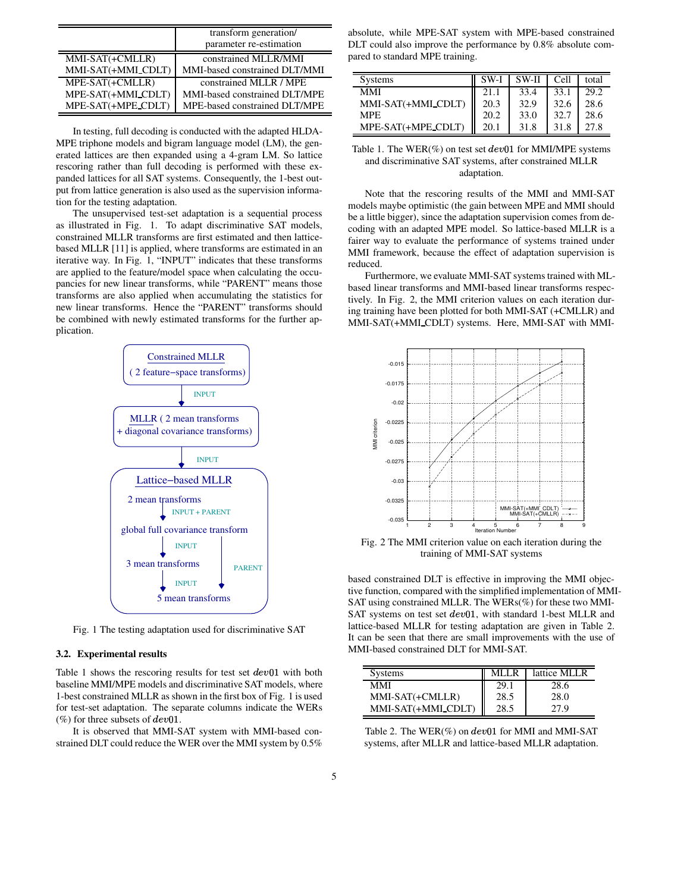| | transform generation/ parameter re-estimation |
|---|---|
| MMI-SAT(+CMLLR) | constrained MLLR/MMI |
| MMI-SAT(+MMI_CDLT) | MMI-based constrained DLT/MMI |
| MPE-SAT(+CMLLR) | constrained MLLR / MPE |
| MPE-SAT(+MMI_CDLT) | MMI-based constrained DLT/MPE |
| MPE-SAT(+MPE_CDLT) | MPE-based constrained DLT/MPE |

In testing, full decoding is conducted with the adapted HLDA-MPE triphone models and bigram language model (LM), the generated lattices are then expanded using a 4-gram LM. So lattice rescoring rather than full decoding is performed with these expanded lattices for all SAT systems. Consequently, the 1-best output from lattice generation is also used as the supervision information for the testing adaptation.

The unsupervised test-set adaptation is a sequential process as illustrated in Fig. 1. To adapt discriminative SAT models, constrained MLLR transforms are first estimated and then lattice-based MLLR [11] is applied, where transforms are estimated in an iterative way. In Fig. 1, "INPUT" indicates that these transforms are applied to the feature/model space when calculating the occupancies for new linear transforms, while "PARENT" means those transforms are also applied when accumulating the statistics for new linear transforms. Hence the "PARENT" transforms should be combined with newly estimated transforms for the further application.

Fig. 1 The testing adaptation used for discriminative SAT

### 3.2. Experimental results

Table 1 shows the rescoring results for test set $dev01$ with both baseline MMI/MPE models and discriminative SAT models, where 1-best constrained MLLR as shown in the first box of Fig. 1 is used for test-set adaptation. The separate columns indicate the WERs (%) for three subsets of $dev01$.

It is observed that MMI-SAT system with MMI-based constrained DLT could reduce the WER over the MMI system by 0.5% absolute, while MPE-SAT system with MPE-based constrained DLT could also improve the performance by 0.8% absolute compared to standard MPE training.

| Systems | SW-I | SW-II | Cell | total |
|---|---|---|---|---|
| MMI | 21.1 | 33.4 | 33.1 | 29.2 |
| MMI-SAT(+MMI_CDLT) | 20.3 | 32.9 | 32.6 | 28.6 |
| MPE | 20.2 | 33.0 | 32.7 | 28.6 |
| MPE-SAT(+MPE_CDLT) | 20.1 | 31.8 | 31.8 | 27.8 |

Table 1. The WER(%) on test set $dev01$ for MMI/MPE systems and discriminative SAT systems, after constrained MLLR adaptation.

Note that the rescoring results of the MMI and MMI-SAT models maybe optimistic (the gain between MPE and MMI should be a little bigger), since the adaptation supervision comes from decoding with an adapted MPE model. So lattice-based MLLR is a fairer way to evaluate the performance of systems trained under MMI framework, because the effect of adaptation supervision is reduced.

Furthermore, we evaluate MMI-SAT systems trained with ML-based linear transforms and MMI-based linear transforms respectively. In Fig. 2, the MMI criterion values on each iteration during training have been plotted for both MMI-SAT (+CMLLR) and MMI-SAT(+MMI_CDLT) systems. Here, MMI-SAT with MMI-based constrained DLT is effective in improving the MMI objective function, compared with the simplified implementation of MMI-SAT using constrained MLLR. The WERs(%) for these two MMI-SAT systems on test set $dev01$, with standard 1-best MLLR and lattice-based MLLR for testing adaptation are given in Table 2. It can be seen that there are small improvements with the use of MMI-based constrained DLT for MMI-SAT.

Fig. 2 The MMI criterion value on each iteration during the training of MMI-SAT systems

| Systems | MLLR | lattice MLLR |
|---|---|---|
| MMI | 29.1 | 28.6 |
| MMI-SAT(+CMLLR) | 28.5 | 28.0 |
| MMI-SAT(+MMI_CDLT) | 28.5 | 27.9 |

Table 2. The WER(%) on $dev01$ for MMI and MMI-SAT systems, after MLLR and lattice-based MLLR adaptation.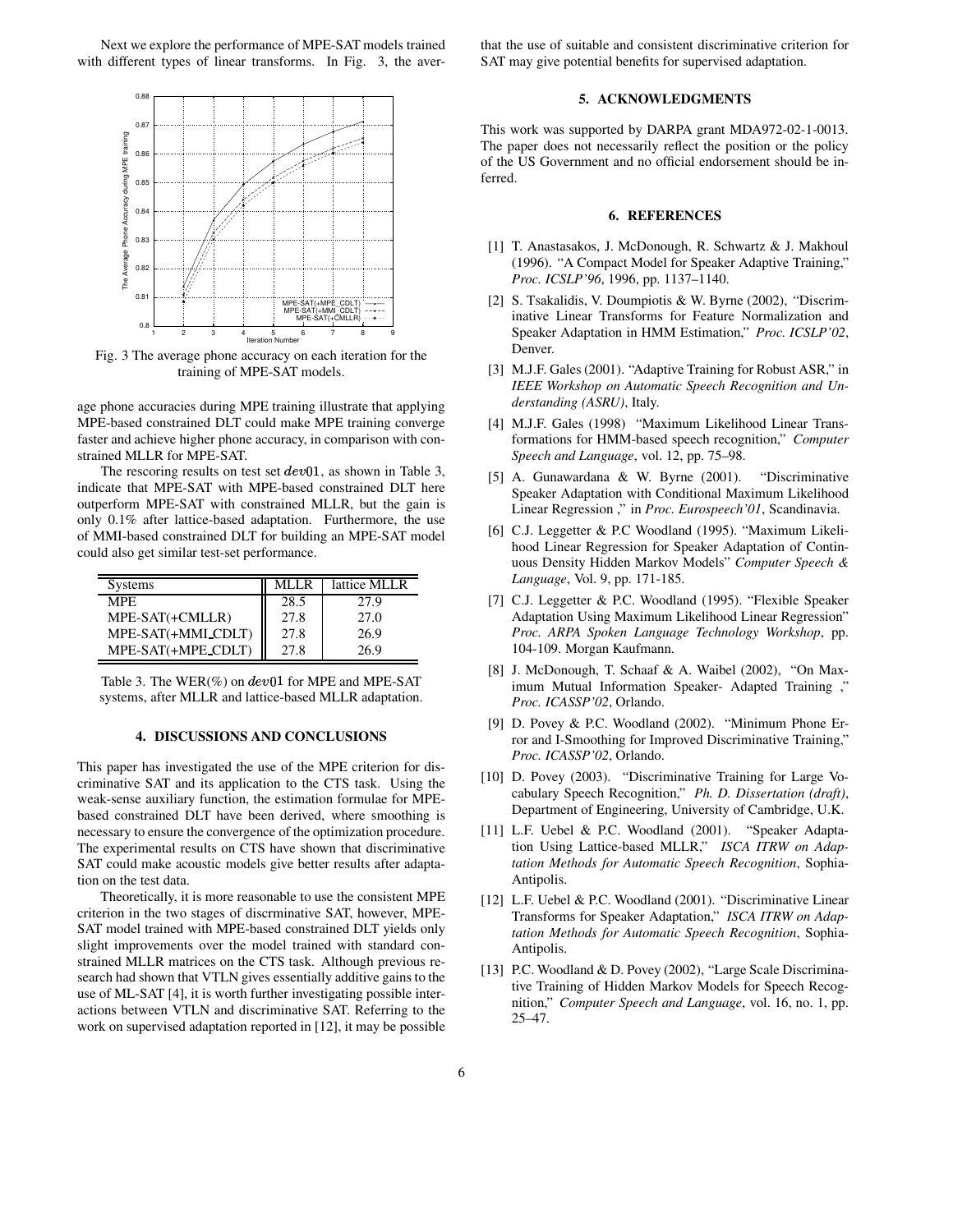Next we explore the performance of MPE-SAT models trained with different types of linear transforms. In Fig. 3, the average phone accuracies during MPE training illustrate that applying MPE-based constrained DLT could make MPE training converge faster and achieve higher phone accuracy, in comparison with constrained MLLR for MPE-SAT.

0.88
0.87
0.86
0.85
0.84
0.83
0.82
0.81
0.8
1 2 3 4 5 6 7 8 9
Iteration Number
The Average Phone Accuracy during MPE training
MPE-SAT(+MPE_CDLT)
MPE-SAT(+MMI_CDLT)
MPE-SAT(+CMLLR)

Fig. 3 The average phone accuracy on each iteration for the training of MPE-SAT models.

The rescoring results on test set $dev01$, as shown in Table 3, indicate that MPE-SAT with MPE-based constrained DLT here outperform MPE-SAT with constrained MLLR, but the gain is only 0.1% after lattice-based adaptation. Furthermore, the use of MMI-based constrained DLT for building an MPE-SAT model could also get similar test-set performance.

| Systems | MLLR | lattice MLLR |
|---|---|---|
| MPE | 28.5 | 27.9 |
| MPE-SAT(+CMLLR) | 27.8 | 27.0 |
| MPE-SAT(+MMI_CDLT) | 27.8 | 26.9 |
| MPE-SAT(+MPE_CDLT) | 27.8 | 26.9 |

Table 3. The WER(%) on $dev01$ for MPE and MPE-SAT systems, after MLLR and lattice-based MLLR adaptation.

## 4. DISCUSSIONS AND CONCLUSIONS

This paper has investigated the use of the MPE criterion for discriminative SAT and its application to the CTS task. Using the weak-sense auxiliary function, the estimation formulae for MPE-based constrained DLT have been derived, where smoothing is necessary to ensure the convergence of the optimization procedure. The experimental results on CTS have shown that discriminative SAT could make acoustic models give better results after adaptation on the test data.

Theoretically, it is more reasonable to use the consistent MPE criterion in the two stages of discrminative SAT, however, MPE-SAT model trained with MPE-based constrained DLT yields only slight improvements over the model trained with standard constrained MLLR matrices on the CTS task. Although previous research had shown that VTLN gives essentially additive gains to the use of ML-SAT [4], it is worth further investigating possible interactions between VTLN and discriminative SAT. Referring to the work on supervised adaptation reported in [12], it may be possible that the use of suitable and consistent discriminative criterion for SAT may give potential benefits for supervised adaptation.

## 5. ACKNOWLEDGMENTS

This work was supported by DARPA grant MDA972-02-1-0013. The paper does not necessarily reflect the position or the policy of the US Government and no official endorsement should be inferred.

## 6. REFERENCES

[1] T. Anastasakos, J. McDonough, R. Schwartz & J. Makhoul (1996). "A Compact Model for Speaker Adaptive Training," *Proc. ICSLP'96*, 1996, pp. 1137–1140.

[2] S. Tsakalidis, V. Doumpiotis & W. Byrne (2002), "Discriminative Linear Transforms for Feature Normalization and Speaker Adaptation in HMM Estimation," *Proc. ICSLP'02*, Denver.

[3] M.J.F. Gales (2001). "Adaptive Training for Robust ASR," in *IEEE Workshop on Automatic Speech Recognition and Understanding (ASRU)*, Italy.

[4] M.J.F. Gales (1998) "Maximum Likelihood Linear Transformations for HMM-based speech recognition," *Computer Speech and Language*, vol. 12, pp. 75–98.

[5] A. Gunawardana & W. Byrne (2001). "Discriminative Speaker Adaptation with Conditional Maximum Likelihood Linear Regression ," in *Proc. Eurospeech'01*, Scandinavia.

[6] C.J. Leggetter & P.C Woodland (1995). "Maximum Likelihood Linear Regression for Speaker Adaptation of Continuous Density Hidden Markov Models" *Computer Speech & Language*, Vol. 9, pp. 171-185.

[7] C.J. Leggetter & P.C. Woodland (1995). "Flexible Speaker Adaptation Using Maximum Likelihood Linear Regression" *Proc. ARPA Spoken Language Technology Workshop*, pp. 104-109. Morgan Kaufmann.

[8] J. McDonough, T. Schaaf & A. Waibel (2002), "On Maximum Mutual Information Speaker- Adapted Training ," *Proc. ICASSP'02*, Orlando.

[9] D. Povey & P.C. Woodland (2002). "Minimum Phone Error and I-Smoothing for Improved Discriminative Training," *Proc. ICASSP'02*, Orlando.

[10] D. Povey (2003). "Discriminative Training for Large Vocabulary Speech Recognition," *Ph. D. Dissertation (draft)*, Department of Engineering, University of Cambridge, U.K.

[11] L.F. Uebel & P.C. Woodland (2001). "Speaker Adaptation Using Lattice-based MLLR," *ISCA ITRW on Adaptation Methods for Automatic Speech Recognition*, Sophia-Antipolis.

[12] L.F. Uebel & P.C. Woodland (2001). "Discriminative Linear Transforms for Speaker Adaptation," *ISCA ITRW on Adaptation Methods for Automatic Speech Recognition*, Sophia-Antipolis.

[13] P.C. Woodland & D. Povey (2002), "Large Scale Discriminative Training of Hidden Markov Models for Speech Recognition," *Computer Speech and Language*, vol. 16, no. 1, pp. 25–47.